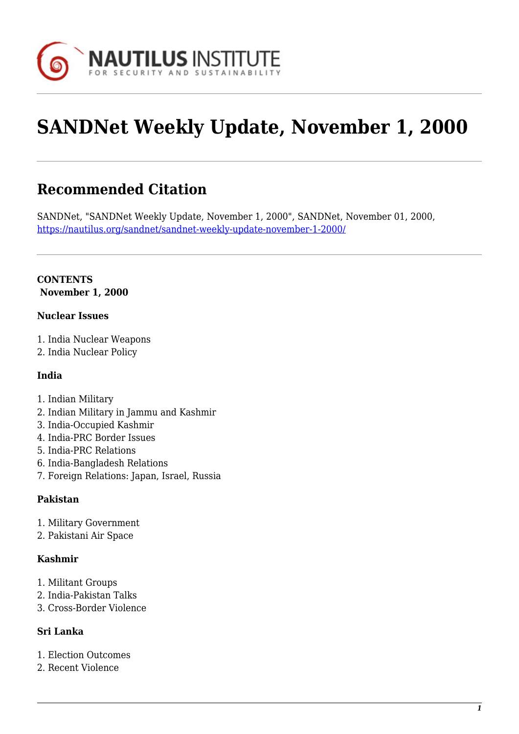# SANDNet Weekly Update, November 1, 2000

## Recommended Citation

SANDNet, "SANDNet Weekly Update, November 1, 2000", SANDNet, November 01, 2000, https://nautilus.org/sandnet/sandnet-weekly-update-november-1-2000/

**CONTENTS**
**November 1, 2000**

**Nuclear Issues**

1. India Nuclear Weapons
2. India Nuclear Policy

**India**

1. Indian Military
2. Indian Military in Jammu and Kashmir
3. India-Occupied Kashmir
4. India-PRC Border Issues
5. India-PRC Relations
6. India-Bangladesh Relations
7. Foreign Relations: Japan, Israel, Russia

**Pakistan**

1. Military Government
2. Pakistani Air Space

**Kashmir**

1. Militant Groups
2. India-Pakistan Talks
3. Cross-Border Violence

**Sri Lanka**

1. Election Outcomes
2. Recent Violence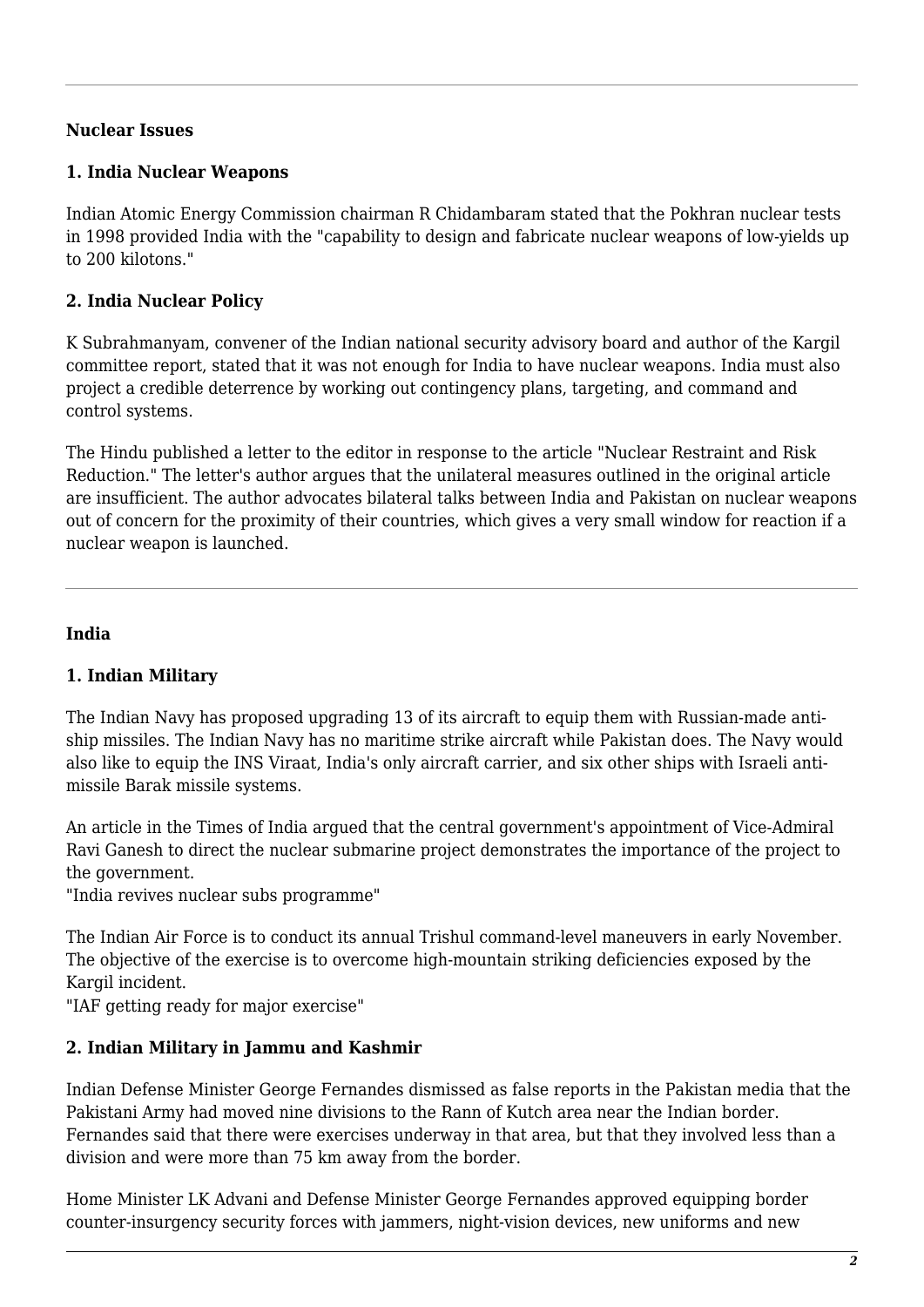**Nuclear Issues**

**1. India Nuclear Weapons**

Indian Atomic Energy Commission chairman R Chidambaram stated that the Pokhran nuclear tests in 1998 provided India with the "capability to design and fabricate nuclear weapons of low-yields up to 200 kilotons."

**2. India Nuclear Policy**

K Subrahmanyam, convener of the Indian national security advisory board and author of the Kargil committee report, stated that it was not enough for India to have nuclear weapons. India must also project a credible deterrence by working out contingency plans, targeting, and command and control systems.

The Hindu published a letter to the editor in response to the article "Nuclear Restraint and Risk Reduction." The letter's author argues that the unilateral measures outlined in the original article are insufficient. The author advocates bilateral talks between India and Pakistan on nuclear weapons out of concern for the proximity of their countries, which gives a very small window for reaction if a nuclear weapon is launched.

---

**India**

**1. Indian Military**

The Indian Navy has proposed upgrading 13 of its aircraft to equip them with Russian-made anti-ship missiles. The Indian Navy has no maritime strike aircraft while Pakistan does. The Navy would also like to equip the INS Viraat, India's only aircraft carrier, and six other ships with Israeli anti-missile Barak missile systems.

An article in the Times of India argued that the central government's appointment of Vice-Admiral Ravi Ganesh to direct the nuclear submarine project demonstrates the importance of the project to the government.
"India revives nuclear subs programme"

The Indian Air Force is to conduct its annual Trishul command-level maneuvers in early November. The objective of the exercise is to overcome high-mountain striking deficiencies exposed by the Kargil incident.
"IAF getting ready for major exercise"

**2. Indian Military in Jammu and Kashmir**

Indian Defense Minister George Fernandes dismissed as false reports in the Pakistan media that the Pakistani Army had moved nine divisions to the Rann of Kutch area near the Indian border. Fernandes said that there were exercises underway in that area, but that they involved less than a division and were more than 75 km away from the border.

Home Minister LK Advani and Defense Minister George Fernandes approved equipping border counter-insurgency security forces with jammers, night-vision devices, new uniforms and new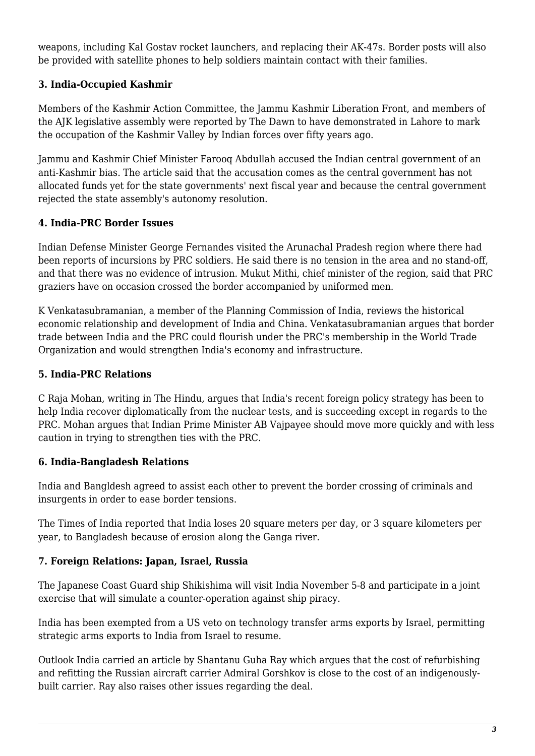weapons, including Kal Gostav rocket launchers, and replacing their AK-47s. Border posts will also be provided with satellite phones to help soldiers maintain contact with their families.

### 3. India-Occupied Kashmir

Members of the Kashmir Action Committee, the Jammu Kashmir Liberation Front, and members of the AJK legislative assembly were reported by The Dawn to have demonstrated in Lahore to mark the occupation of the Kashmir Valley by Indian forces over fifty years ago.

Jammu and Kashmir Chief Minister Farooq Abdullah accused the Indian central government of an anti-Kashmir bias. The article said that the accusation comes as the central government has not allocated funds yet for the state governments' next fiscal year and because the central government rejected the state assembly's autonomy resolution.

### 4. India-PRC Border Issues

Indian Defense Minister George Fernandes visited the Arunachal Pradesh region where there had been reports of incursions by PRC soldiers. He said there is no tension in the area and no stand-off, and that there was no evidence of intrusion. Mukut Mithi, chief minister of the region, said that PRC graziers have on occasion crossed the border accompanied by uniformed men.

K Venkatasubramanian, a member of the Planning Commission of India, reviews the historical economic relationship and development of India and China. Venkatasubramanian argues that border trade between India and the PRC could flourish under the PRC's membership in the World Trade Organization and would strengthen India's economy and infrastructure.

### 5. India-PRC Relations

C Raja Mohan, writing in The Hindu, argues that India's recent foreign policy strategy has been to help India recover diplomatically from the nuclear tests, and is succeeding except in regards to the PRC. Mohan argues that Indian Prime Minister AB Vajpayee should move more quickly and with less caution in trying to strengthen ties with the PRC.

### 6. India-Bangladesh Relations

India and Bangldesh agreed to assist each other to prevent the border crossing of criminals and insurgents in order to ease border tensions.

The Times of India reported that India loses 20 square meters per day, or 3 square kilometers per year, to Bangladesh because of erosion along the Ganga river.

### 7. Foreign Relations: Japan, Israel, Russia

The Japanese Coast Guard ship Shikishima will visit India November 5-8 and participate in a joint exercise that will simulate a counter-operation against ship piracy.

India has been exempted from a US veto on technology transfer arms exports by Israel, permitting strategic arms exports to India from Israel to resume.

Outlook India carried an article by Shantanu Guha Ray which argues that the cost of refurbishing and refitting the Russian aircraft carrier Admiral Gorshkov is close to the cost of an indigenously-built carrier. Ray also raises other issues regarding the deal.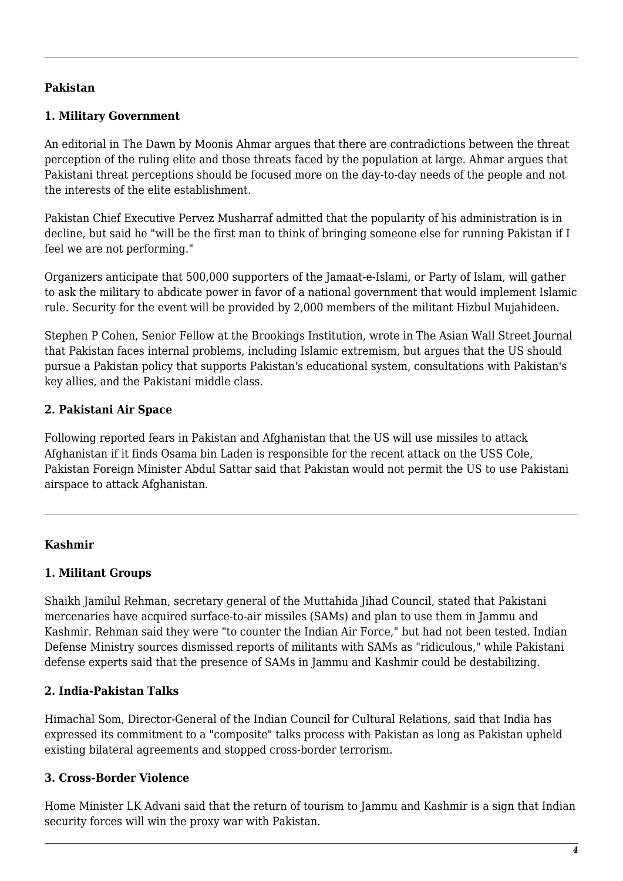## Pakistan

### 1. Military Government

An editorial in The Dawn by Moonis Ahmar argues that there are contradictions between the threat perception of the ruling elite and those threats faced by the population at large. Ahmar argues that Pakistani threat perceptions should be focused more on the day-to-day needs of the people and not the interests of the elite establishment.

Pakistan Chief Executive Pervez Musharraf admitted that the popularity of his administration is in decline, but said he "will be the first man to think of bringing someone else for running Pakistan if I feel we are not performing."

Organizers anticipate that 500,000 supporters of the Jamaat-e-Islami, or Party of Islam, will gather to ask the military to abdicate power in favor of a national government that would implement Islamic rule. Security for the event will be provided by 2,000 members of the militant Hizbul Mujahideen.

Stephen P Cohen, Senior Fellow at the Brookings Institution, wrote in The Asian Wall Street Journal that Pakistan faces internal problems, including Islamic extremism, but argues that the US should pursue a Pakistan policy that supports Pakistan's educational system, consultations with Pakistan's key allies, and the Pakistani middle class.

### 2. Pakistani Air Space

Following reported fears in Pakistan and Afghanistan that the US will use missiles to attack Afghanistan if it finds Osama bin Laden is responsible for the recent attack on the USS Cole, Pakistan Foreign Minister Abdul Sattar said that Pakistan would not permit the US to use Pakistani airspace to attack Afghanistan.

## Kashmir

### 1. Militant Groups

Shaikh Jamilul Rehman, secretary general of the Muttahida Jihad Council, stated that Pakistani mercenaries have acquired surface-to-air missiles (SAMs) and plan to use them in Jammu and Kashmir. Rehman said they were "to counter the Indian Air Force," but had not been tested. Indian Defense Ministry sources dismissed reports of militants with SAMs as "ridiculous," while Pakistani defense experts said that the presence of SAMs in Jammu and Kashmir could be destabilizing.

### 2. India-Pakistan Talks

Himachal Som, Director-General of the Indian Council for Cultural Relations, said that India has expressed its commitment to a "composite" talks process with Pakistan as long as Pakistan upheld existing bilateral agreements and stopped cross-border terrorism.

### 3. Cross-Border Violence

Home Minister LK Advani said that the return of tourism to Jammu and Kashmir is a sign that Indian security forces will win the proxy war with Pakistan.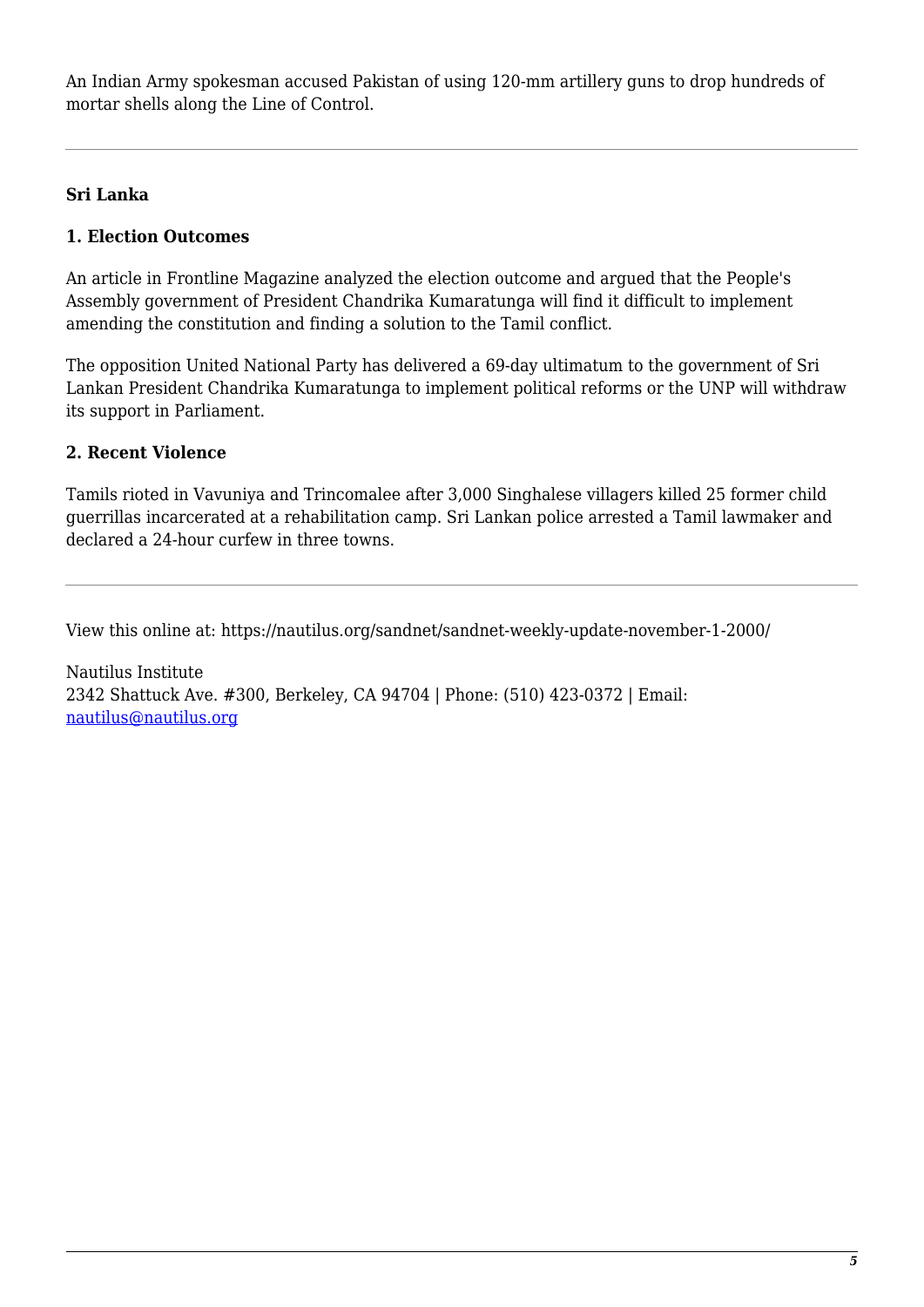An Indian Army spokesman accused Pakistan of using 120-mm artillery guns to drop hundreds of mortar shells along the Line of Control.

---

**Sri Lanka**

**1. Election Outcomes**

An article in Frontline Magazine analyzed the election outcome and argued that the People's Assembly government of President Chandrika Kumaratunga will find it difficult to implement amending the constitution and finding a solution to the Tamil conflict.

The opposition United National Party has delivered a 69-day ultimatum to the government of Sri Lankan President Chandrika Kumaratunga to implement political reforms or the UNP will withdraw its support in Parliament.

**2. Recent Violence**

Tamils rioted in Vavuniya and Trincomalee after 3,000 Singhalese villagers killed 25 former child guerrillas incarcerated at a rehabilitation camp. Sri Lankan police arrested a Tamil lawmaker and declared a 24-hour curfew in three towns.

---

View this online at: https://nautilus.org/sandnet/sandnet-weekly-update-november-1-2000/

Nautilus Institute
2342 Shattuck Ave. #300, Berkeley, CA 94704 | Phone: (510) 423-0372 | Email: [nautilus@nautilus.org](mailto:nautilus@nautilus.org)